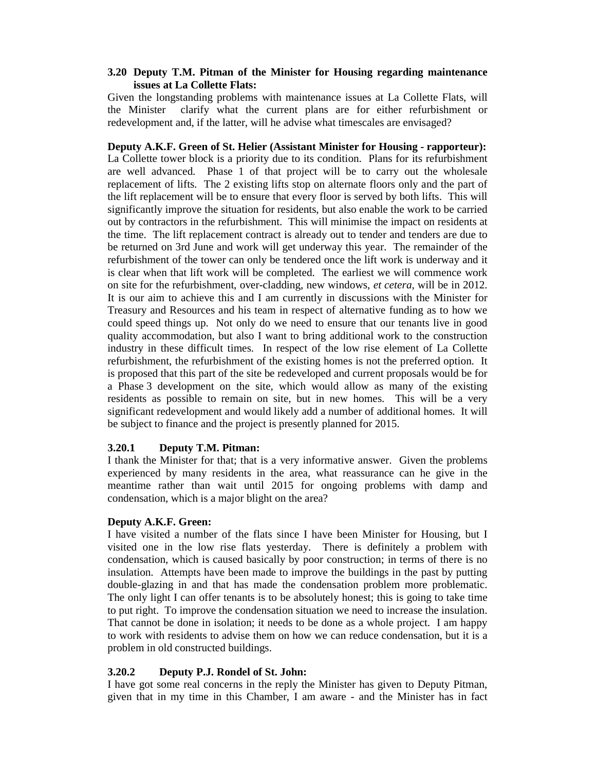**3.20 Deputy T.M. Pitman of the Minister for Housing regarding maintenance issues at La Collette Flats:**

Given the longstanding problems with maintenance issues at La Collette Flats, will the Minister clarify what the current plans are for either refurbishment or redevelopment and, if the latter, will he advise what timescales are envisaged?

**Deputy A.K.F. Green of St. Helier (Assistant Minister for Housing - rapporteur):**

La Collette tower block is a priority due to its condition. Plans for its refurbishment are well advanced. Phase 1 of that project will be to carry out the wholesale replacement of lifts. The 2 existing lifts stop on alternate floors only and the part of the lift replacement will be to ensure that every floor is served by both lifts. This will significantly improve the situation for residents, but also enable the work to be carried out by contractors in the refurbishment. This will minimise the impact on residents at the time. The lift replacement contract is already out to tender and tenders are due to be returned on 3rd June and work will get underway this year. The remainder of the refurbishment of the tower can only be tendered once the lift work is underway and it is clear when that lift work will be completed. The earliest we will commence work on site for the refurbishment, over-cladding, new windows, *et cetera*, will be in 2012. It is our aim to achieve this and I am currently in discussions with the Minister for Treasury and Resources and his team in respect of alternative funding as to how we could speed things up. Not only do we need to ensure that our tenants live in good quality accommodation, but also I want to bring additional work to the construction industry in these difficult times. In respect of the low rise element of La Collette refurbishment, the refurbishment of the existing homes is not the preferred option. It is proposed that this part of the site be redeveloped and current proposals would be for a Phase 3 development on the site, which would allow as many of the existing residents as possible to remain on site, but in new homes. This will be a very significant redevelopment and would likely add a number of additional homes. It will be subject to finance and the project is presently planned for 2015.

**3.20.1 Deputy T.M. Pitman:**

I thank the Minister for that; that is a very informative answer. Given the problems experienced by many residents in the area, what reassurance can he give in the meantime rather than wait until 2015 for ongoing problems with damp and condensation, which is a major blight on the area?

**Deputy A.K.F. Green:**

I have visited a number of the flats since I have been Minister for Housing, but I visited one in the low rise flats yesterday. There is definitely a problem with condensation, which is caused basically by poor construction; in terms of there is no insulation. Attempts have been made to improve the buildings in the past by putting double-glazing in and that has made the condensation problem more problematic. The only light I can offer tenants is to be absolutely honest; this is going to take time to put right. To improve the condensation situation we need to increase the insulation. That cannot be done in isolation; it needs to be done as a whole project. I am happy to work with residents to advise them on how we can reduce condensation, but it is a problem in old constructed buildings.

**3.20.2 Deputy P.J. Rondel of St. John:**

I have got some real concerns in the reply the Minister has given to Deputy Pitman, given that in my time in this Chamber, I am aware - and the Minister has in fact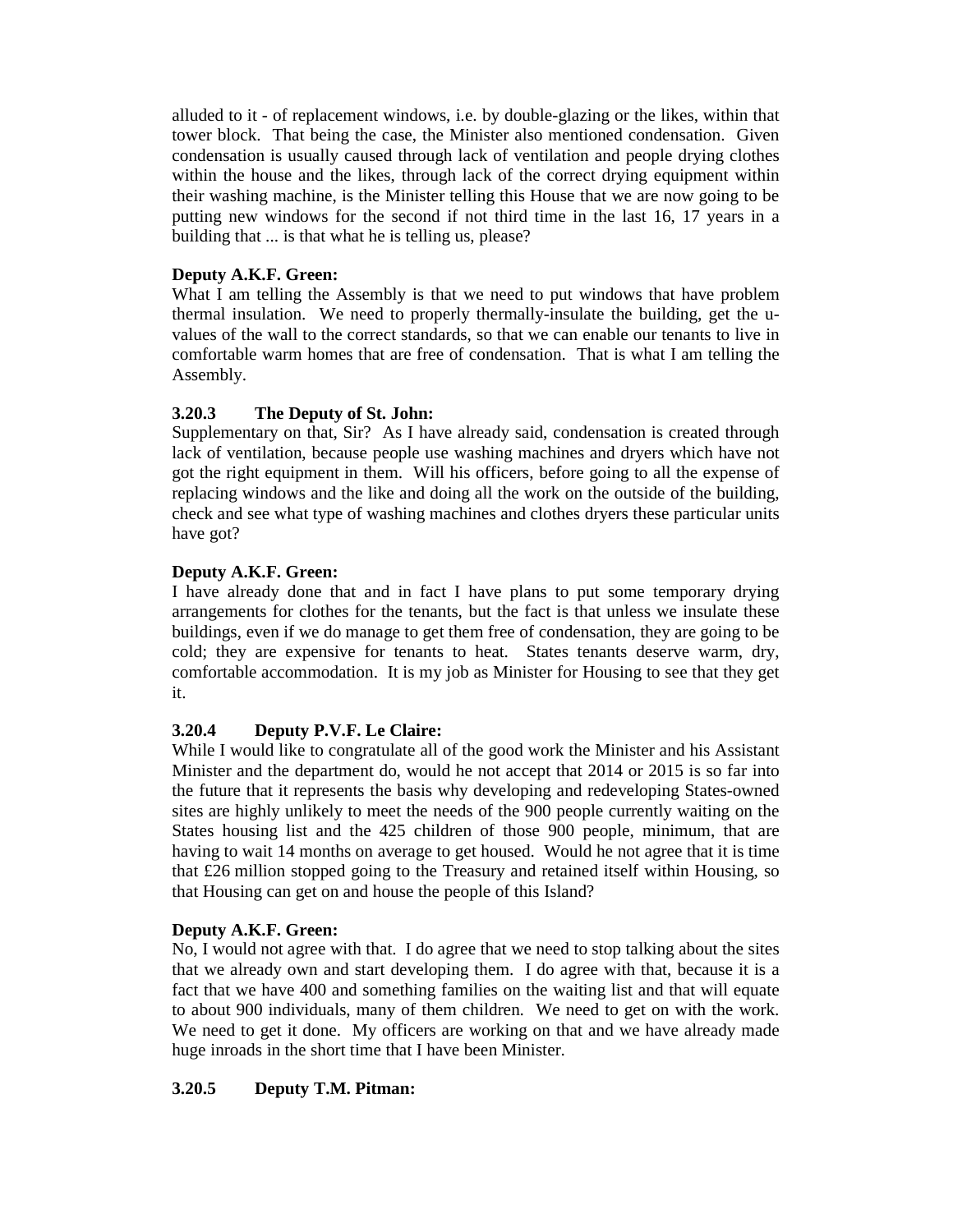alluded to it - of replacement windows, i.e. by double-glazing or the likes, within that tower block. That being the case, the Minister also mentioned condensation. Given condensation is usually caused through lack of ventilation and people drying clothes within the house and the likes, through lack of the correct drying equipment within their washing machine, is the Minister telling this House that we are now going to be putting new windows for the second if not third time in the last 16, 17 years in a building that ... is that what he is telling us, please?

**Deputy A.K.F. Green:**

What I am telling the Assembly is that we need to put windows that have problem thermal insulation. We need to properly thermally-insulate the building, get the u-values of the wall to the correct standards, so that we can enable our tenants to live in comfortable warm homes that are free of condensation. That is what I am telling the Assembly.

### 3.20.3 The Deputy of St. John:

Supplementary on that, Sir? As I have already said, condensation is created through lack of ventilation, because people use washing machines and dryers which have not got the right equipment in them. Will his officers, before going to all the expense of replacing windows and the like and doing all the work on the outside of the building, check and see what type of washing machines and clothes dryers these particular units have got?

**Deputy A.K.F. Green:**

I have already done that and in fact I have plans to put some temporary drying arrangements for clothes for the tenants, but the fact is that unless we insulate these buildings, even if we do manage to get them free of condensation, they are going to be cold; they are expensive for tenants to heat. States tenants deserve warm, dry, comfortable accommodation. It is my job as Minister for Housing to see that they get it.

### 3.20.4 Deputy P.V.F. Le Claire:

While I would like to congratulate all of the good work the Minister and his Assistant Minister and the department do, would he not accept that 2014 or 2015 is so far into the future that it represents the basis why developing and redeveloping States-owned sites are highly unlikely to meet the needs of the 900 people currently waiting on the States housing list and the 425 children of those 900 people, minimum, that are having to wait 14 months on average to get housed. Would he not agree that it is time that £26 million stopped going to the Treasury and retained itself within Housing, so that Housing can get on and house the people of this Island?

**Deputy A.K.F. Green:**

No, I would not agree with that. I do agree that we need to stop talking about the sites that we already own and start developing them. I do agree with that, because it is a fact that we have 400 and something families on the waiting list and that will equate to about 900 individuals, many of them children. We need to get on with the work. We need to get it done. My officers are working on that and we have already made huge inroads in the short time that I have been Minister.

### 3.20.5 Deputy T.M. Pitman: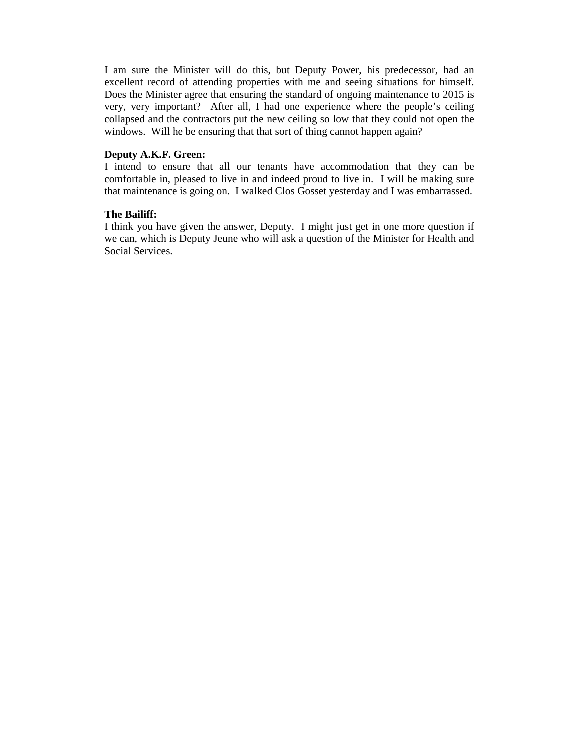I am sure the Minister will do this, but Deputy Power, his predecessor, had an excellent record of attending properties with me and seeing situations for himself. Does the Minister agree that ensuring the standard of ongoing maintenance to 2015 is very, very important? After all, I had one experience where the people's ceiling collapsed and the contractors put the new ceiling so low that they could not open the windows. Will he be ensuring that that sort of thing cannot happen again?

**Deputy A.K.F. Green:**
I intend to ensure that all our tenants have accommodation that they can be comfortable in, pleased to live in and indeed proud to live in. I will be making sure that maintenance is going on. I walked Clos Gosset yesterday and I was embarrassed.

**The Bailiff:**
I think you have given the answer, Deputy. I might just get in one more question if we can, which is Deputy Jeune who will ask a question of the Minister for Health and Social Services.